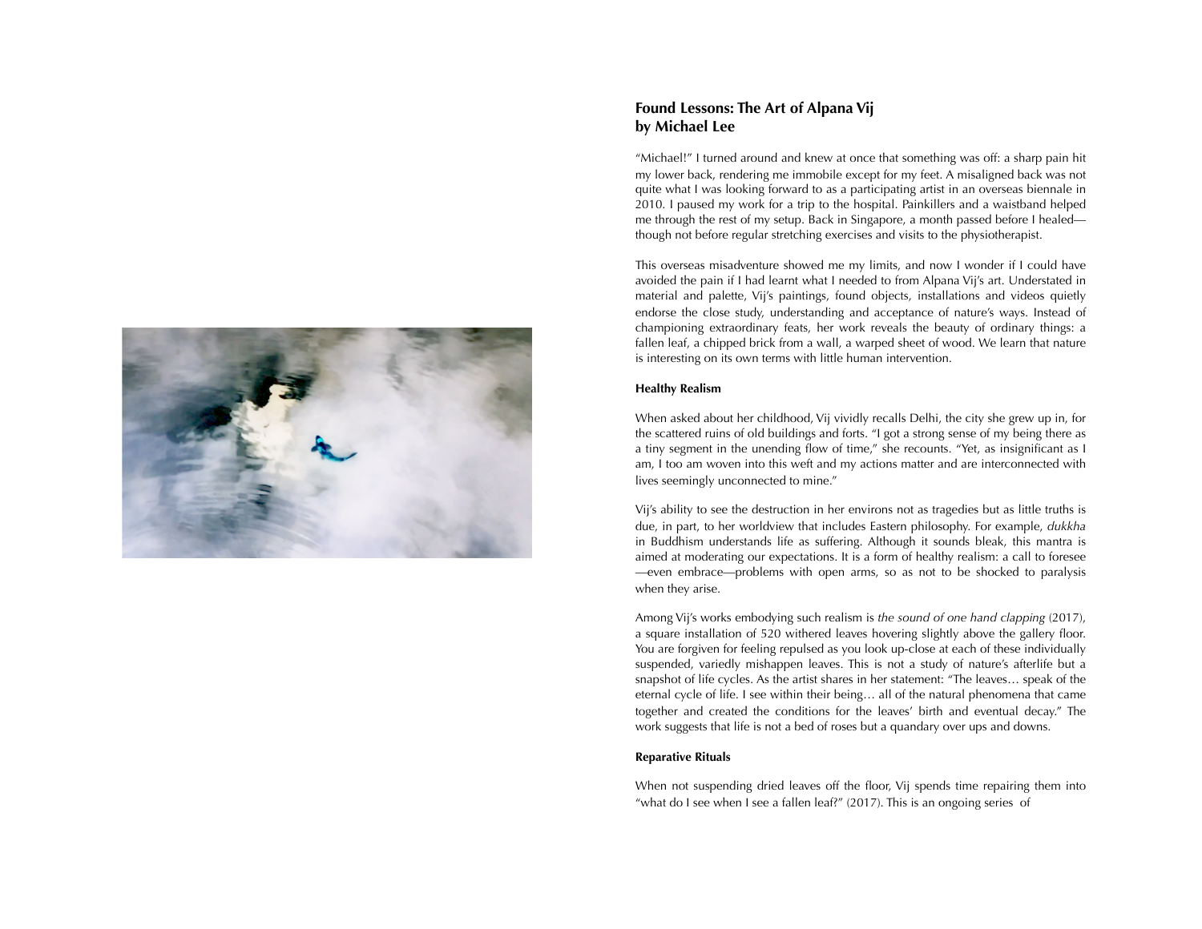## Found Lessons: The Art of Alpana Vij
**by Michael Lee**

"Michael!" I turned around and knew at once that something was off: a sharp pain hit my lower back, rendering me immobile except for my feet. A misaligned back was not quite what I was looking forward to as a participating artist in an overseas biennale in 2010. I paused my work for a trip to the hospital. Painkillers and a waistband helped me through the rest of my setup. Back in Singapore, a month passed before I healed—though not before regular stretching exercises and visits to the physiotherapist.

This overseas misadventure showed me my limits, and now I wonder if I could have avoided the pain if I had learnt what I needed to from Alpana Vij's art. Understated in material and palette, Vij's paintings, found objects, installations and videos quietly endorse the close study, understanding and acceptance of nature's ways. Instead of championing extraordinary feats, her work reveals the beauty of ordinary things: a fallen leaf, a chipped brick from a wall, a warped sheet of wood. We learn that nature is interesting on its own terms with little human intervention.

### Healthy Realism

When asked about her childhood, Vij vividly recalls Delhi, the city she grew up in, for the scattered ruins of old buildings and forts. "I got a strong sense of my being there as a tiny segment in the unending flow of time," she recounts. "Yet, as insignificant as I am, I too am woven into this weft and my actions matter and are interconnected with lives seemingly unconnected to mine."

Vij's ability to see the destruction in her environs not as tragedies but as little truths is due, in part, to her worldview that includes Eastern philosophy. For example, *dukkha* in Buddhism understands life as suffering. Although it sounds bleak, this mantra is aimed at moderating our expectations. It is a form of healthy realism: a call to foresee—even embrace—problems with open arms, so as not to be shocked to paralysis when they arise.

Among Vij's works embodying such realism is *the sound of one hand clapping* (2017), a square installation of 520 withered leaves hovering slightly above the gallery floor. You are forgiven for feeling repulsed as you look up-close at each of these individually suspended, variedly mishappen leaves. This is not a study of nature's afterlife but a snapshot of life cycles. As the artist shares in her statement: "The leaves… speak of the eternal cycle of life. I see within their being… all of the natural phenomena that came together and created the conditions for the leaves' birth and eventual decay." The work suggests that life is not a bed of roses but a quandary over ups and downs.

### Reparative Rituals

When not suspending dried leaves off the floor, Vij spends time repairing them into "what do I see when I see a fallen leaf?" (2017). This is an ongoing series of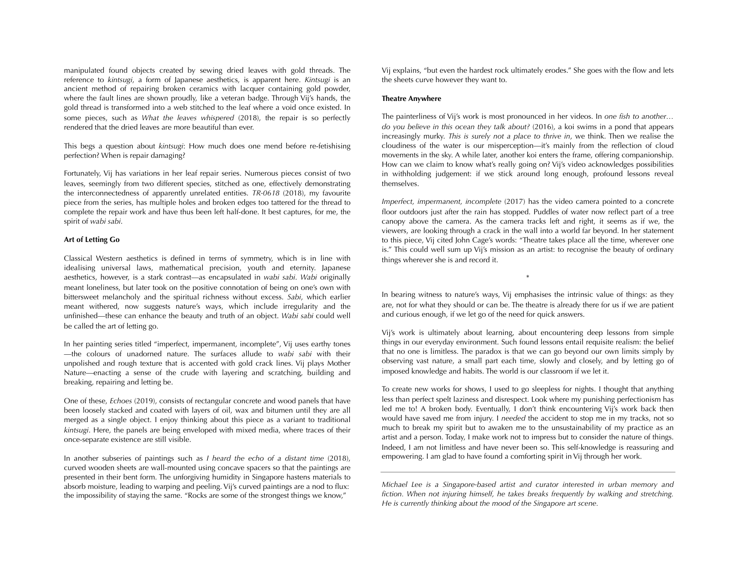manipulated found objects created by sewing dried leaves with gold threads. The reference to *kintsugi*, a form of Japanese aesthetics, is apparent here. *Kintsugi* is an ancient method of repairing broken ceramics with lacquer containing gold powder, where the fault lines are shown proudly, like a veteran badge. Through Vij's hands, the gold thread is transformed into a web stitched to the leaf where a void once existed. In some pieces, such as *What the leaves whispered* (2018), the repair is so perfectly rendered that the dried leaves are more beautiful than ever.

This begs a question about *kintsugi*: How much does one mend before re-fetishising perfection? When is repair damaging?

Fortunately, Vij has variations in her leaf repair series. Numerous pieces consist of two leaves, seemingly from two different species, stitched as one, effectively demonstrating the interconnectedness of apparently unrelated entities. *TR-0618* (2018), my favourite piece from the series, has multiple holes and broken edges too tattered for the thread to complete the repair work and have thus been left half-done. It best captures, for me, the spirit of *wabi sabi*.

### Art of Letting Go

Classical Western aesthetics is defined in terms of symmetry, which is in line with idealising universal laws, mathematical precision, youth and eternity. Japanese aesthetics, however, is a stark contrast—as encapsulated in *wabi sabi*. *Wabi* originally meant loneliness, but later took on the positive connotation of being on one's own with bittersweet melancholy and the spiritual richness without excess. *Sabi*, which earlier meant withered, now suggests nature's ways, which include irregularity and the unfinished—these can enhance the beauty and truth of an object. *Wabi sabi* could well be called the art of letting go.

In her painting series titled "imperfect, impermanent, incomplete", Vij uses earthy tones—the colours of unadorned nature. The surfaces allude to *wabi sabi* with their unpolished and rough texture that is accented with gold crack lines. Vij plays Mother Nature—enacting a sense of the crude with layering and scratching, building and breaking, repairing and letting be.

One of these, *Echoes* (2019), consists of rectangular concrete and wood panels that have been loosely stacked and coated with layers of oil, wax and bitumen until they are all merged as a single object. I enjoy thinking about this piece as a variant to traditional *kintsugi*. Here, the panels are being enveloped with mixed media, where traces of their once-separate existence are still visible.

In another subseries of paintings such as *I heard the echo of a distant time* (2018), curved wooden sheets are wall-mounted using concave spacers so that the paintings are presented in their bent form. The unforgiving humidity in Singapore hastens materials to absorb moisture, leading to warping and peeling. Vij's curved paintings are a nod to flux: the impossibility of staying the same. "Rocks are some of the strongest things we know," Vij explains, "but even the hardest rock ultimately erodes." She goes with the flow and lets the sheets curve however they want to.

### Theatre Anywhere

The painterliness of Vij's work is most pronounced in her videos. In *one fish to another… do you believe in this ocean they talk about?* (2016), a koi swims in a pond that appears increasingly murky. *This is surely not a place to thrive in*, we think. Then we realise the cloudiness of the water is our misperception—it's mainly from the reflection of cloud movements in the sky. A while later, another koi enters the frame, offering companionship. How can we claim to know what's really going on? Vij's video acknowledges possibilities in withholding judgement: if we stick around long enough, profound lessons reveal themselves.

*Imperfect, impermanent, incomplete* (2017) has the video camera pointed to a concrete floor outdoors just after the rain has stopped. Puddles of water now reflect part of a tree canopy above the camera. As the camera tracks left and right, it seems as if we, the viewers, are looking through a crack in the wall into a world far beyond. In her statement to this piece, Vij cited John Cage's words: "Theatre takes place all the time, wherever one is." This could well sum up Vij's mission as an artist: to recognise the beauty of ordinary things wherever she is and record it.

*

In bearing witness to nature's ways, Vij emphasises the intrinsic value of things: as they are, not for what they should or can be. The theatre is already there for us if we are patient and curious enough, if we let go of the need for quick answers.

Vij's work is ultimately about learning, about encountering deep lessons from simple things in our everyday environment. Such found lessons entail requisite realism: the belief that no one is limitless. The paradox is that we can go beyond our own limits simply by observing vast nature, a small part each time, slowly and closely, and by letting go of imposed knowledge and habits. The world is our classroom if we let it.

To create new works for shows, I used to go sleepless for nights. I thought that anything less than perfect spelt laziness and disrespect. Look where my punishing perfectionism has led me to! A broken body. Eventually, I don't think encountering Vij's work back then would have saved me from injury. I *needed* the accident to stop me in my tracks, not so much to break my spirit but to awaken me to the unsustainability of my practice as an artist and a person. Today, I make work not to impress but to consider the nature of things. Indeed, I am not limitless and have never been so. This self-knowledge is reassuring and empowering. I am glad to have found a comforting spirit in Vij through her work.

---

*Michael Lee is a Singapore-based artist and curator interested in urban memory and fiction. When not injuring himself, he takes breaks frequently by walking and stretching. He is currently thinking about the mood of the Singapore art scene.*